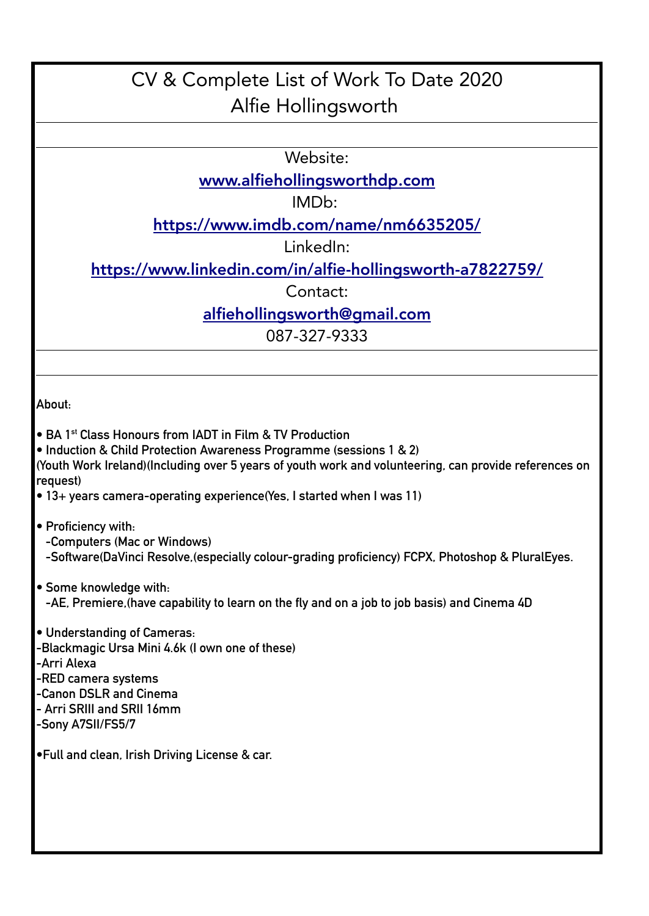# CV & Complete List of Work To Date 2020
# Alfie Hollingsworth

Website:

[www.alfiehollingsworthdp.com](www.alfiehollingsworthdp.com)

IMDb:

[https://www.imdb.com/name/nm6635205/](https://www.imdb.com/name/nm6635205/)

LinkedIn:

[https://www.linkedin.com/in/alfie-hollingsworth-a7822759/](https://www.linkedin.com/in/alfie-hollingsworth-a7822759/)

Contact:

[alfiehollingsworth@gmail.com](mailto:alfiehollingsworth@gmail.com)

087-327-9333

---

About:

• BA 1st Class Honours from IADT in Film & TV Production
• Induction & Child Protection Awareness Programme (sessions 1 & 2)
(Youth Work Ireland)(Including over 5 years of youth work and volunteering, can provide references on request)
• 13+ years camera-operating experience(Yes, I started when I was 11)

• Proficiency with:
  -Computers (Mac or Windows)
  -Software(DaVinci Resolve,(especially colour-grading proficiency) FCPX, Photoshop & PluralEyes.

• Some knowledge with:
  -AE, Premiere,(have capability to learn on the fly and on a job to job basis) and Cinema 4D

• Understanding of Cameras:
-Blackmagic Ursa Mini 4.6k (I own one of these)
-Arri Alexa
-RED camera systems
-Canon DSLR and Cinema
- Arri SRIII and SRII 16mm
-Sony A7SII/FS5/7

•Full and clean, Irish Driving License & car.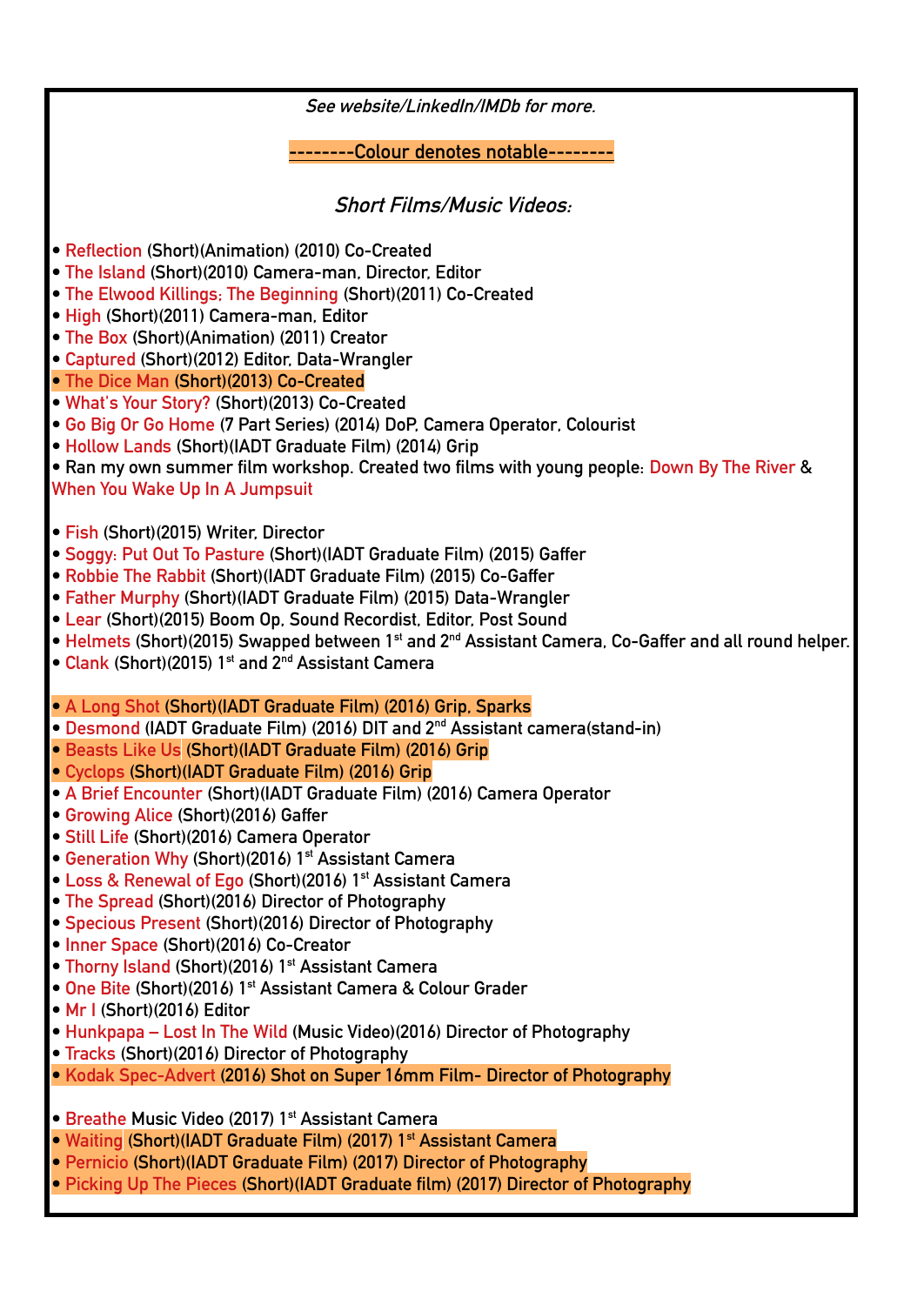*See website/LinkedIn/IMDb for more.*

--------Colour denotes notable--------

## *Short Films/Music Videos:*

- Reflection (Short)(Animation) (2010) Co-Created
- The Island (Short)(2010) Camera-man, Director, Editor
- The Elwood Killings; The Beginning (Short)(2011) Co-Created
- High (Short)(2011) Camera-man, Editor
- The Box (Short)(Animation) (2011) Creator
- Captured (Short)(2012) Editor, Data-Wrangler
- The Dice Man (Short)(2013) Co-Created
- What's Your Story? (Short)(2013) Co-Created
- Go Big Or Go Home (7 Part Series) (2014) DoP, Camera Operator, Colourist
- Hollow Lands (Short)(IADT Graduate Film) (2014) Grip
- Ran my own summer film workshop. Created two films with young people: Down By The River & When You Wake Up In A Jumpsuit

- Fish (Short)(2015) Writer, Director
- Soggy: Put Out To Pasture (Short)(IADT Graduate Film) (2015) Gaffer
- Robbie The Rabbit (Short)(IADT Graduate Film) (2015) Co-Gaffer
- Father Murphy (Short)(IADT Graduate Film) (2015) Data-Wrangler
- Lear (Short)(2015) Boom Op, Sound Recordist, Editor, Post Sound
- Helmets (Short)(2015) Swapped between 1st and 2nd Assistant Camera, Co-Gaffer and all round helper.
- Clank (Short)(2015) 1st and 2nd Assistant Camera

- A Long Shot (Short)(IADT Graduate Film) (2016) Grip, Sparks
- Desmond (IADT Graduate Film) (2016) DIT and 2nd Assistant camera(stand-in)
- Beasts Like Us (Short)(IADT Graduate Film) (2016) Grip
- Cyclops (Short)(IADT Graduate Film) (2016) Grip
- A Brief Encounter (Short)(IADT Graduate Film) (2016) Camera Operator
- Growing Alice (Short)(2016) Gaffer
- Still Life (Short)(2016) Camera Operator
- Generation Why (Short)(2016) 1st Assistant Camera
- Loss & Renewal of Ego (Short)(2016) 1st Assistant Camera
- The Spread (Short)(2016) Director of Photography
- Specious Present (Short)(2016) Director of Photography
- Inner Space (Short)(2016) Co-Creator
- Thorny Island (Short)(2016) 1st Assistant Camera
- One Bite (Short)(2016) 1st Assistant Camera & Colour Grader
- Mr I (Short)(2016) Editor
- Hunkpapa – Lost In The Wild (Music Video)(2016) Director of Photography
- Tracks (Short)(2016) Director of Photography
- Kodak Spec-Advert (2016) Shot on Super 16mm Film- Director of Photography

- Breathe Music Video (2017) 1st Assistant Camera
- Waiting (Short)(IADT Graduate Film) (2017) 1st Assistant Camera
- Pernicio (Short)(IADT Graduate Film) (2017) Director of Photography
- Picking Up The Pieces (Short)(IADT Graduate film) (2017) Director of Photography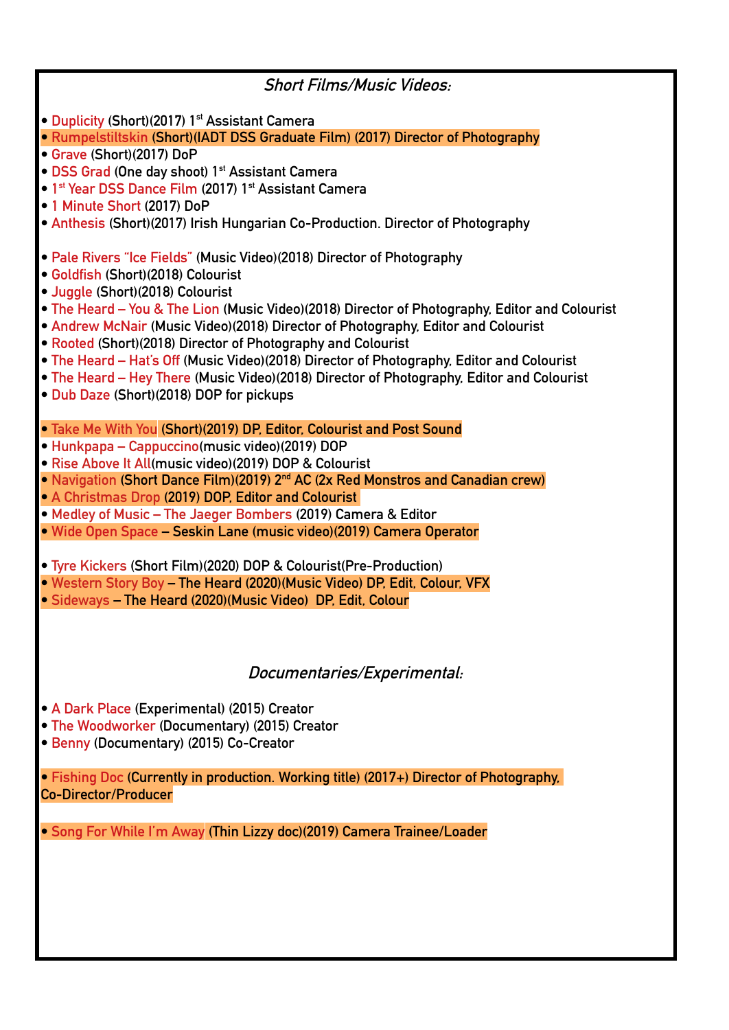## *Short Films/Music Videos:*

- Duplicity (Short)(2017) 1st Assistant Camera
- Rumpelstiltskin (Short)(IADT DSS Graduate Film) (2017) Director of Photography
- Grave (Short)(2017) DoP
- DSS Grad (One day shoot) 1st Assistant Camera
- 1st Year DSS Dance Film (2017) 1st Assistant Camera
- 1 Minute Short (2017) DoP
- Anthesis (Short)(2017) Irish Hungarian Co-Production. Director of Photography

- Pale Rivers "Ice Fields" (Music Video)(2018) Director of Photography
- Goldfish (Short)(2018) Colourist
- Juggle (Short)(2018) Colourist
- The Heard – You & The Lion (Music Video)(2018) Director of Photography, Editor and Colourist
- Andrew McNair (Music Video)(2018) Director of Photography, Editor and Colourist
- Rooted (Short)(2018) Director of Photography and Colourist
- The Heard – Hat's Off (Music Video)(2018) Director of Photography, Editor and Colourist
- The Heard – Hey There (Music Video)(2018) Director of Photography, Editor and Colourist
- Dub Daze (Short)(2018) DOP for pickups

- Take Me With You (Short)(2019) DP, Editor, Colourist and Post Sound
- Hunkpapa – Cappuccino(music video)(2019) DOP
- Rise Above It All(music video)(2019) DOP & Colourist
- Navigation (Short Dance Film)(2019) 2nd AC (2x Red Monstros and Canadian crew)
- A Christmas Drop (2019) DOP, Editor and Colourist
- Medley of Music – The Jaeger Bombers (2019) Camera & Editor
- Wide Open Space – Seskin Lane (music video)(2019) Camera Operator

- Tyre Kickers (Short Film)(2020) DOP & Colourist(Pre-Production)
- Western Story Boy – The Heard (2020)(Music Video) DP, Edit, Colour, VFX
- Sideways – The Heard (2020)(Music Video) DP, Edit, Colour

## *Documentaries/Experimental:*

- A Dark Place (Experimental) (2015) Creator
- The Woodworker (Documentary) (2015) Creator
- Benny (Documentary) (2015) Co-Creator

- Fishing Doc (Currently in production. Working title) (2017+) Director of Photography, Co-Director/Producer

- Song For While I'm Away (Thin Lizzy doc)(2019) Camera Trainee/Loader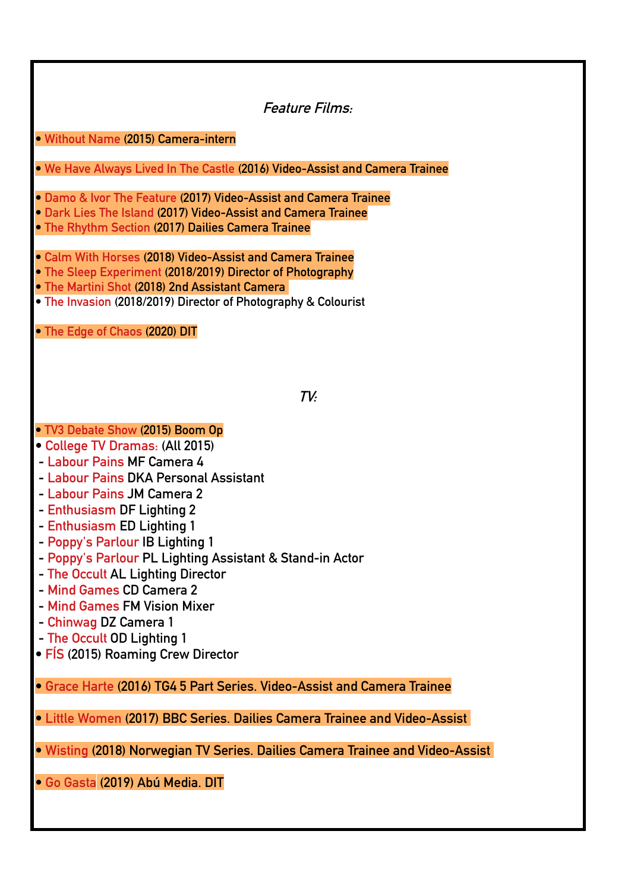*Feature Films:*

- Without Name (2015) Camera-intern

- We Have Always Lived In The Castle (2016) Video-Assist and Camera Trainee

- Damo & Ivor The Feature (2017) Video-Assist and Camera Trainee
- Dark Lies The Island (2017) Video-Assist and Camera Trainee
- The Rhythm Section (2017) Dailies Camera Trainee

- Calm With Horses (2018) Video-Assist and Camera Trainee
- The Sleep Experiment (2018/2019) Director of Photography
- The Martini Shot (2018) 2nd Assistant Camera
- The Invasion (2018/2019) Director of Photography & Colourist

- The Edge of Chaos (2020) DIT

*TV:*

- TV3 Debate Show (2015) Boom Op
- College TV Dramas: (All 2015)
  - Labour Pains MF Camera 4
  - Labour Pains DKA Personal Assistant
  - Labour Pains JM Camera 2
  - Enthusiasm DF Lighting 2
  - Enthusiasm ED Lighting 1
  - Poppy's Parlour IB Lighting 1
  - Poppy's Parlour PL Lighting Assistant & Stand-in Actor
  - The Occult AL Lighting Director
  - Mind Games CD Camera 2
  - Mind Games FM Vision Mixer
  - Chinwag DZ Camera 1
  - The Occult OD Lighting 1
- FÍS (2015) Roaming Crew Director

- Grace Harte (2016) TG4 5 Part Series. Video-Assist and Camera Trainee

- Little Women (2017) BBC Series. Dailies Camera Trainee and Video-Assist

- Wisting (2018) Norwegian TV Series. Dailies Camera Trainee and Video-Assist

- Go Gasta (2019) Abú Media. DIT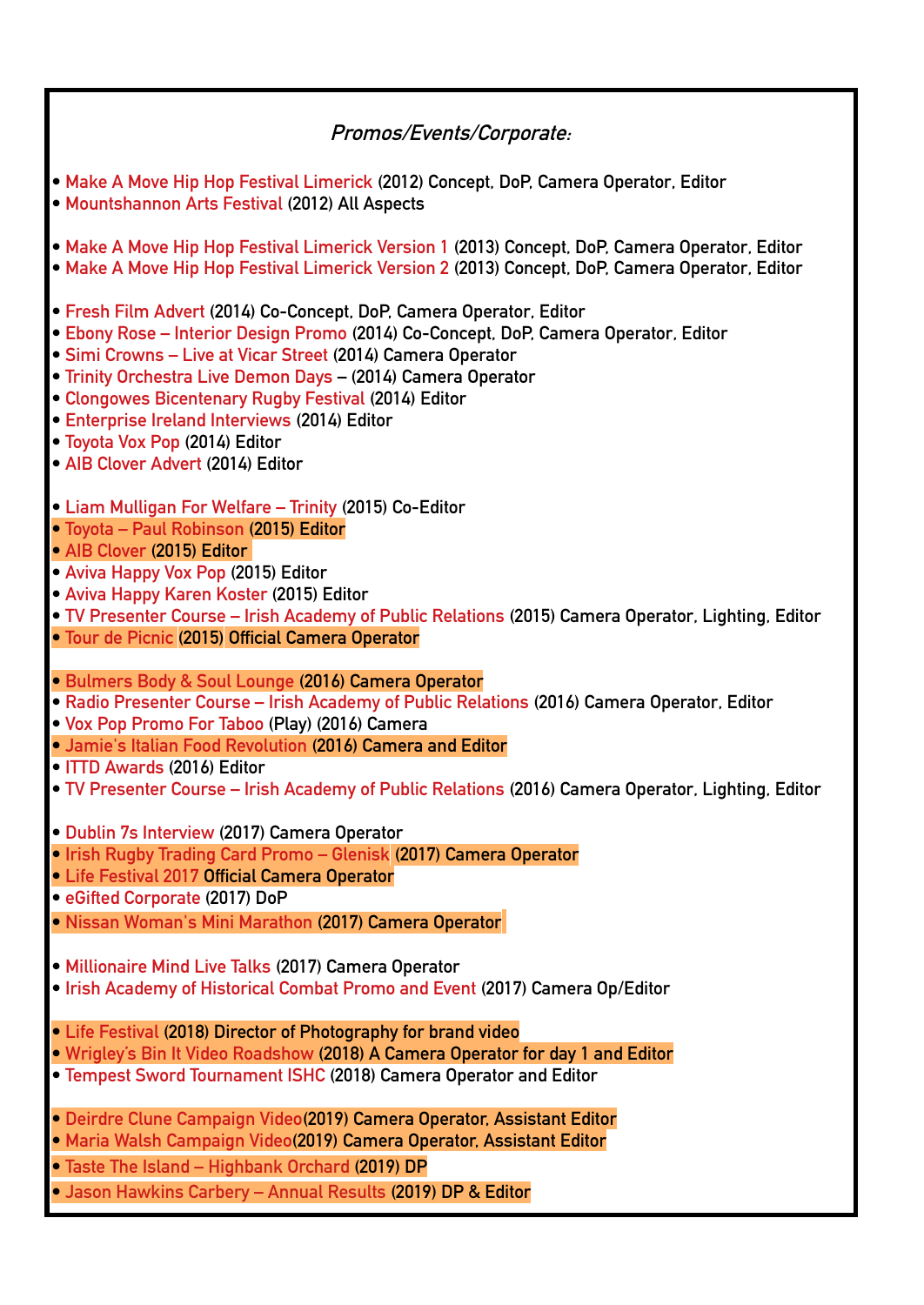### *Promos/Events/Corporate:*

- Make A Move Hip Hop Festival Limerick (2012) Concept, DoP, Camera Operator, Editor
- Mountshannon Arts Festival (2012) All Aspects

- Make A Move Hip Hop Festival Limerick Version 1 (2013) Concept, DoP, Camera Operator, Editor
- Make A Move Hip Hop Festival Limerick Version 2 (2013) Concept, DoP, Camera Operator, Editor

- Fresh Film Advert (2014) Co-Concept, DoP, Camera Operator, Editor
- Ebony Rose – Interior Design Promo (2014) Co-Concept, DoP, Camera Operator, Editor
- Simi Crowns – Live at Vicar Street (2014) Camera Operator
- Trinity Orchestra Live Demon Days – (2014) Camera Operator
- Clongowes Bicentenary Rugby Festival (2014) Editor
- Enterprise Ireland Interviews (2014) Editor
- Toyota Vox Pop (2014) Editor
- AIB Clover Advert (2014) Editor

- Liam Mulligan For Welfare – Trinity (2015) Co-Editor
- Toyota – Paul Robinson (2015) Editor
- AIB Clover (2015) Editor
- Aviva Happy Vox Pop (2015) Editor
- Aviva Happy Karen Koster (2015) Editor
- TV Presenter Course – Irish Academy of Public Relations (2015) Camera Operator, Lighting, Editor
- Tour de Picnic (2015) Official Camera Operator

- Bulmers Body & Soul Lounge (2016) Camera Operator
- Radio Presenter Course – Irish Academy of Public Relations (2016) Camera Operator, Editor
- Vox Pop Promo For Taboo (Play) (2016) Camera
- Jamie's Italian Food Revolution (2016) Camera and Editor
- ITTD Awards (2016) Editor
- TV Presenter Course – Irish Academy of Public Relations (2016) Camera Operator, Lighting, Editor

- Dublin 7s Interview (2017) Camera Operator
- Irish Rugby Trading Card Promo – Glenisk (2017) Camera Operator
- Life Festival 2017 Official Camera Operator
- eGifted Corporate (2017) DoP
- Nissan Woman's Mini Marathon (2017) Camera Operator

- Millionaire Mind Live Talks (2017) Camera Operator
- Irish Academy of Historical Combat Promo and Event (2017) Camera Op/Editor

- Life Festival (2018) Director of Photography for brand video
- Wrigley's Bin It Video Roadshow (2018) A Camera Operator for day 1 and Editor
- Tempest Sword Tournament ISHC (2018) Camera Operator and Editor

- Deirdre Clune Campaign Video(2019) Camera Operator, Assistant Editor
- Maria Walsh Campaign Video(2019) Camera Operator, Assistant Editor
- Taste The Island – Highbank Orchard (2019) DP
- Jason Hawkins Carbery – Annual Results (2019) DP & Editor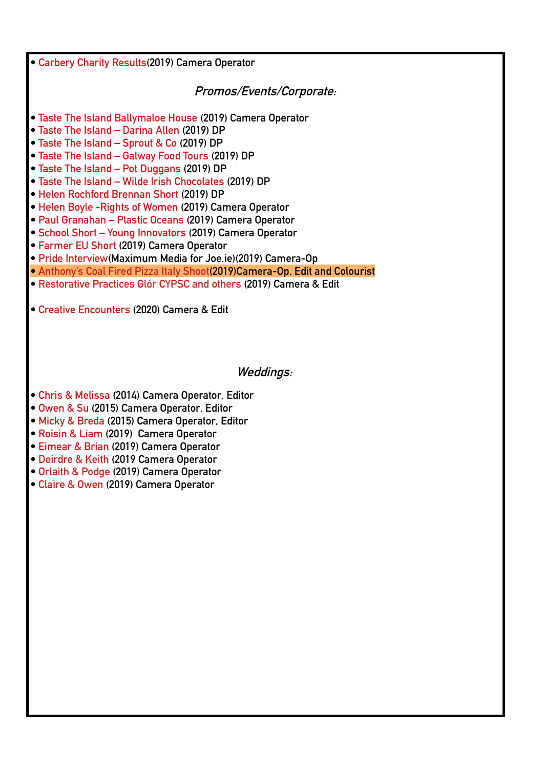- Carbery Charity Results(2019) Camera Operator

### *Promos/Events/Corporate:*

- Taste The Island Ballymaloe House (2019) Camera Operator
- Taste The Island – Darina Allen (2019) DP
- Taste The Island – Sprout & Co (2019) DP
- Taste The Island – Galway Food Tours (2019) DP
- Taste The Island – Pot Duggans (2019) DP
- Taste The Island – Wilde Irish Chocolates (2019) DP
- Helen Rochford Brennan Short (2019) DP
- Helen Boyle -Rights of Women (2019) Camera Operator
- Paul Granahan – Plastic Oceans (2019) Camera Operator
- School Short – Young Innovators (2019) Camera Operator
- Farmer EU Short (2019) Camera Operator
- Pride Interview(Maximum Media for Joe.ie)(2019) Camera-Op
- Anthony's Coal Fired Pizza Italy Shoot(2019)Camera-Op, Edit and Colourist
- Restorative Practices Glór CYPSC and others (2019) Camera & Edit

- Creative Encounters (2020) Camera & Edit

### *Weddings:*

- Chris & Melissa (2014) Camera Operator, Editor
- Owen & Su (2015) Camera Operator, Editor
- Micky & Breda (2015) Camera Operator, Editor
- Roisin & Liam (2019) Camera Operator
- Eimear & Brian (2019) Camera Operator
- Deirdre & Keith (2019 Camera Operator
- Orlaith & Podge (2019) Camera Operator
- Claire & Owen (2019) Camera Operator